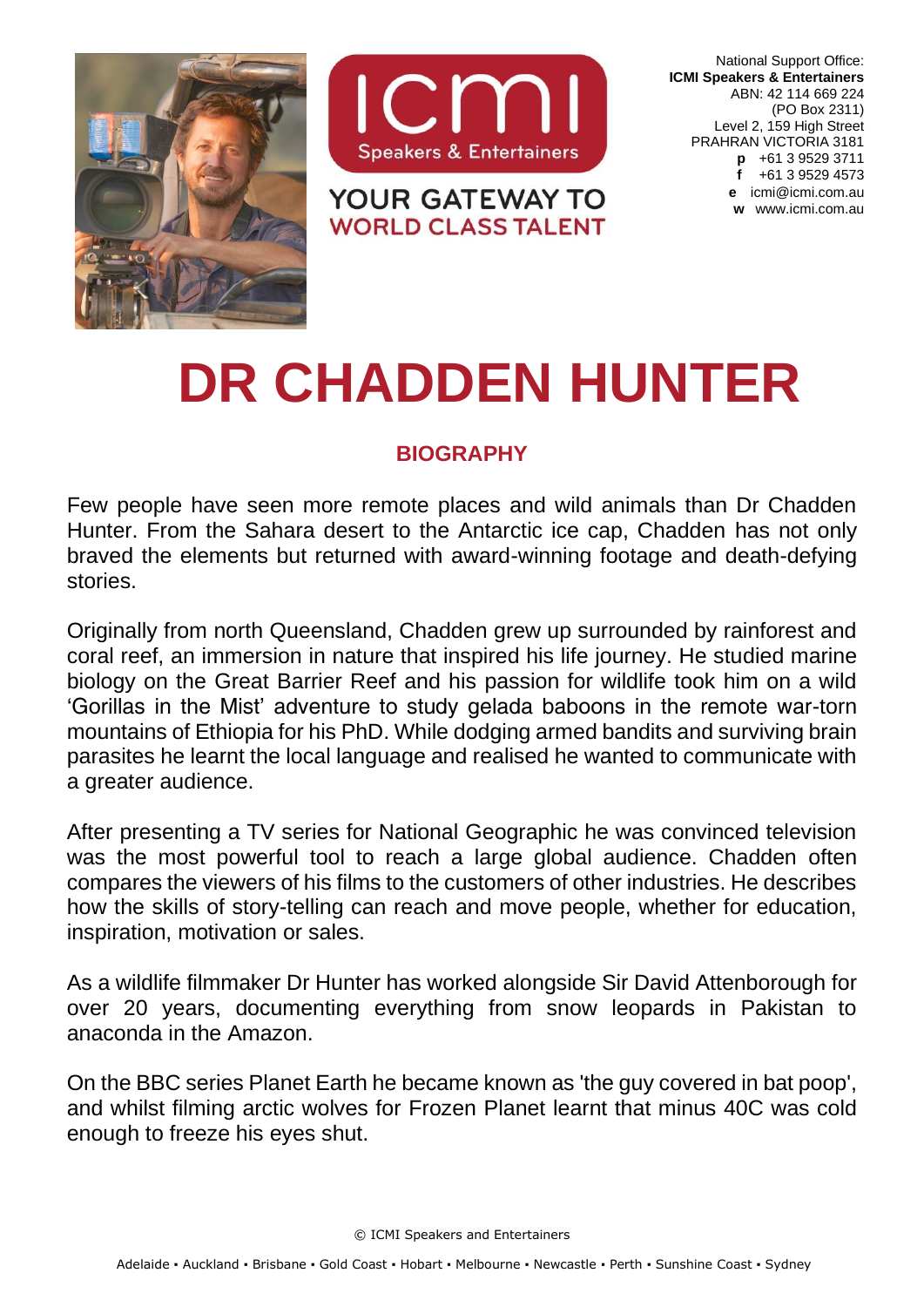ICMI Speakers & Entertainers

YOUR GATEWAY TO WORLD CLASS TALENT

National Support Office:
**ICMI Speakers & Entertainers**
ABN: 42 114 669 224
(PO Box 2311)
Level 2, 159 High Street
PRAHRAN VICTORIA 3181
**p** +61 3 9529 3711
**f** +61 3 9529 4573
**e** icmi@icmi.com.au
**w** www.icmi.com.au

# DR CHADDEN HUNTER

## BIOGRAPHY

Few people have seen more remote places and wild animals than Dr Chadden Hunter. From the Sahara desert to the Antarctic ice cap, Chadden has not only braved the elements but returned with award-winning footage and death-defying stories.

Originally from north Queensland, Chadden grew up surrounded by rainforest and coral reef, an immersion in nature that inspired his life journey. He studied marine biology on the Great Barrier Reef and his passion for wildlife took him on a wild 'Gorillas in the Mist' adventure to study gelada baboons in the remote war-torn mountains of Ethiopia for his PhD. While dodging armed bandits and surviving brain parasites he learnt the local language and realised he wanted to communicate with a greater audience.

After presenting a TV series for National Geographic he was convinced television was the most powerful tool to reach a large global audience. Chadden often compares the viewers of his films to the customers of other industries. He describes how the skills of story-telling can reach and move people, whether for education, inspiration, motivation or sales.

As a wildlife filmmaker Dr Hunter has worked alongside Sir David Attenborough for over 20 years, documenting everything from snow leopards in Pakistan to anaconda in the Amazon.

On the BBC series Planet Earth he became known as 'the guy covered in bat poop', and whilst filming arctic wolves for Frozen Planet learnt that minus 40C was cold enough to freeze his eyes shut.

© ICMI Speakers and Entertainers

Adelaide ▪ Auckland ▪ Brisbane ▪ Gold Coast ▪ Hobart ▪ Melbourne ▪ Newcastle ▪ Perth ▪ Sunshine Coast ▪ Sydney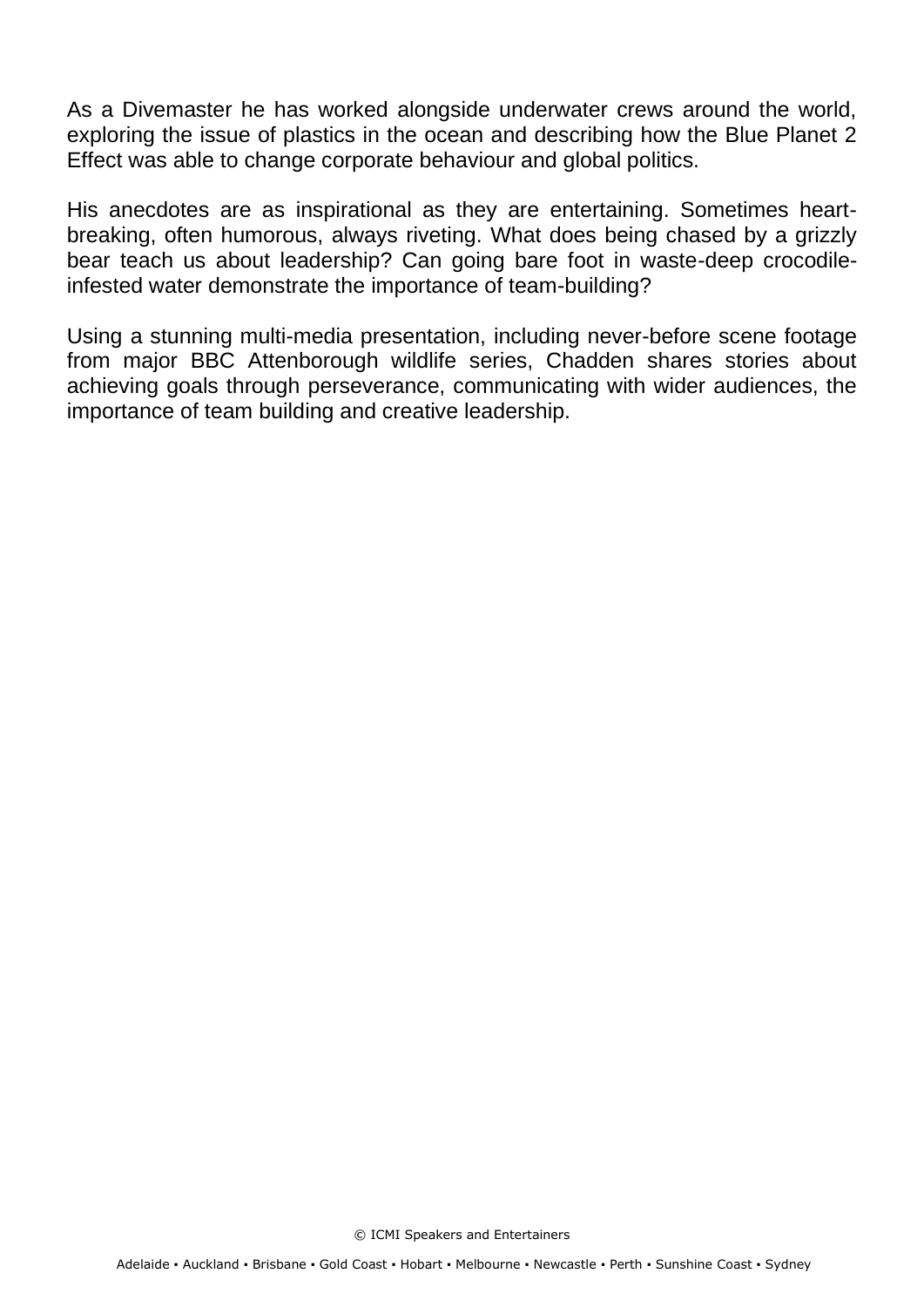As a Divemaster he has worked alongside underwater crews around the world, exploring the issue of plastics in the ocean and describing how the Blue Planet 2 Effect was able to change corporate behaviour and global politics.

His anecdotes are as inspirational as they are entertaining. Sometimes heart-breaking, often humorous, always riveting. What does being chased by a grizzly bear teach us about leadership? Can going bare foot in waste-deep crocodile-infested water demonstrate the importance of team-building?

Using a stunning multi-media presentation, including never-before scene footage from major BBC Attenborough wildlife series, Chadden shares stories about achieving goals through perseverance, communicating with wider audiences, the importance of team building and creative leadership.